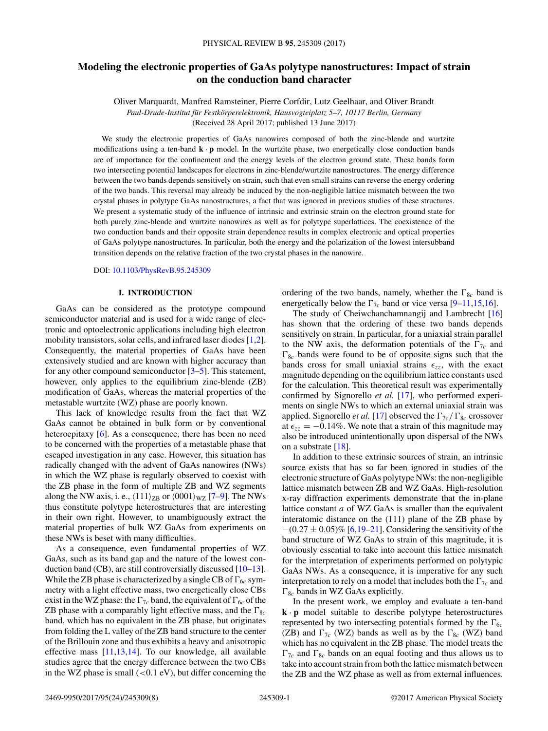# Modeling the electronic properties of GaAs polytype nanostructures: Impact of strain on the conduction band character

Oliver Marquardt, Manfred Ramsteiner, Pierre Corfdir, Lutz Geelhaar, and Oliver Brandt

*Paul-Drude-Institut für Festkörperelektronik, Hausvogteiplatz 5–7, 10117 Berlin, Germany*

(Received 28 April 2017; published 13 June 2017)

We study the electronic properties of GaAs nanowires composed of both the zinc-blende and wurtzite modifications using a ten-band $\mathbf{k}\cdot\mathbf{p}$ model. In the wurtzite phase, two energetically close conduction bands are of importance for the confinement and the energy levels of the electron ground state. These bands form two intersecting potential landscapes for electrons in zinc-blende/wurtzite nanostructures. The energy difference between the two bands depends sensitively on strain, such that even small strains can reverse the energy ordering of the two bands. This reversal may already be induced by the non-negligible lattice mismatch between the two crystal phases in polytype GaAs nanostructures, a fact that was ignored in previous studies of these structures. We present a systematic study of the influence of intrinsic and extrinsic strain on the electron ground state for both purely zinc-blende and wurtzite nanowires as well as for polytype superlattices. The coexistence of the two conduction bands and their opposite strain dependence results in complex electronic and optical properties of GaAs polytype nanostructures. In particular, both the energy and the polarization of the lowest intersubband transition depends on the relative fraction of the two crystal phases in the nanowire.

DOI: 10.1103/PhysRevB.95.245309

## I. INTRODUCTION

GaAs can be considered as the prototype compound semiconductor material and is used for a wide range of electronic and optoelectronic applications including high electron mobility transistors, solar cells, and infrared laser diodes [1,2]. Consequently, the material properties of GaAs have been extensively studied and are known with higher accuracy than for any other compound semiconductor [3–5]. This statement, however, only applies to the equilibrium zinc-blende (ZB) modification of GaAs, whereas the material properties of the metastable wurtzite (WZ) phase are poorly known.

This lack of knowledge results from the fact that WZ GaAs cannot be obtained in bulk form or by conventional heteroepitaxy [6]. As a consequence, there has been no need to be concerned with the properties of a metastable phase that escaped investigation in any case. However, this situation has radically changed with the advent of GaAs nanowires (NWs) in which the WZ phase is regularly observed to coexist with the ZB phase in the form of multiple ZB and WZ segments along the NW axis, i. e., $\langle 111\rangle_{\mathrm{ZB}}$ or $\langle 0001\rangle_{\mathrm{WZ}}$ [7–9]. The NWs thus constitute polytype heterostructures that are interesting in their own right. However, to unambiguously extract the material properties of bulk WZ GaAs from experiments on these NWs is beset with many difficulties.

As a consequence, even fundamental properties of WZ GaAs, such as its band gap and the nature of the lowest conduction band (CB), are still controversially discussed [10–13]. While the ZB phase is characterized by a single CB of $\Gamma_{6c}$ symmetry with a light effective mass, two energetically close CBs exist in the WZ phase: the $\Gamma_{7c}$ band, the equivalent of $\Gamma_{6c}$ of the ZB phase with a comparably light effective mass, and the $\Gamma_{8c}$ band, which has no equivalent in the ZB phase, but originates from folding the L valley of the ZB band structure to the center of the Brillouin zone and thus exhibits a heavy and anisotropic effective mass [11,13,14]. To our knowledge, all available studies agree that the energy difference between the two CBs in the WZ phase is small (<0.1 eV), but differ concerning the ordering of the two bands, namely, whether the $\Gamma_{8c}$ band is energetically below the $\Gamma_{7c}$ band or vice versa [9–11,15,16].

The study of Cheiwchanchamnangij and Lambrecht [16] has shown that the ordering of these two bands depends sensitively on strain. In particular, for a uniaxial strain parallel to the NW axis, the deformation potentials of the $\Gamma_{7c}$ and $\Gamma_{8c}$ bands were found to be of opposite signs such that the bands cross for small uniaxial strains $\epsilon_{zz}$, with the exact magnitude depending on the equilibrium lattice constants used for the calculation. This theoretical result was experimentally confirmed by Signorello *et al.* [17], who performed experiments on single NWs to which an external uniaxial strain was applied. Signorello *et al.* [17] observed the $\Gamma_{7c}/\Gamma_{8c}$ crossover at $\epsilon_{zz} = -0.14\%$. We note that a strain of this magnitude may also be introduced unintentionally upon dispersal of the NWs on a substrate [18].

In addition to these extrinsic sources of strain, an intrinsic source exists that has so far been ignored in studies of the electronic structure of GaAs polytype NWs: the non-negligible lattice mismatch between ZB and WZ GaAs. High-resolution x-ray diffraction experiments demonstrate that the in-plane lattice constant $a$ of WZ GaAs is smaller than the equivalent interatomic distance on the (111) plane of the ZB phase by $-(0.27 \pm 0.05)\%$ [6,19–21]. Considering the sensitivity of the band structure of WZ GaAs to strain of this magnitude, it is obviously essential to take into account this lattice mismatch for the interpretation of experiments performed on polytypic GaAs NWs. As a consequence, it is imperative for any such interpretation to rely on a model that includes both the $\Gamma_{7c}$ and $\Gamma_{8c}$ bands in WZ GaAs explicitly.

In the present work, we employ and evaluate a ten-band $\mathbf{k}\cdot\mathbf{p}$ model suitable to describe polytype heterostructures represented by two intersecting potentials formed by the $\Gamma_{6c}$ (ZB) and $\Gamma_{7c}$ (WZ) bands as well as by the $\Gamma_{8c}$ (WZ) band which has no equivalent in the ZB phase. The model treats the $\Gamma_{7c}$ and $\Gamma_{8c}$ bands on an equal footing and thus allows us to take into account strain from both the lattice mismatch between the ZB and the WZ phase as well as from external influences.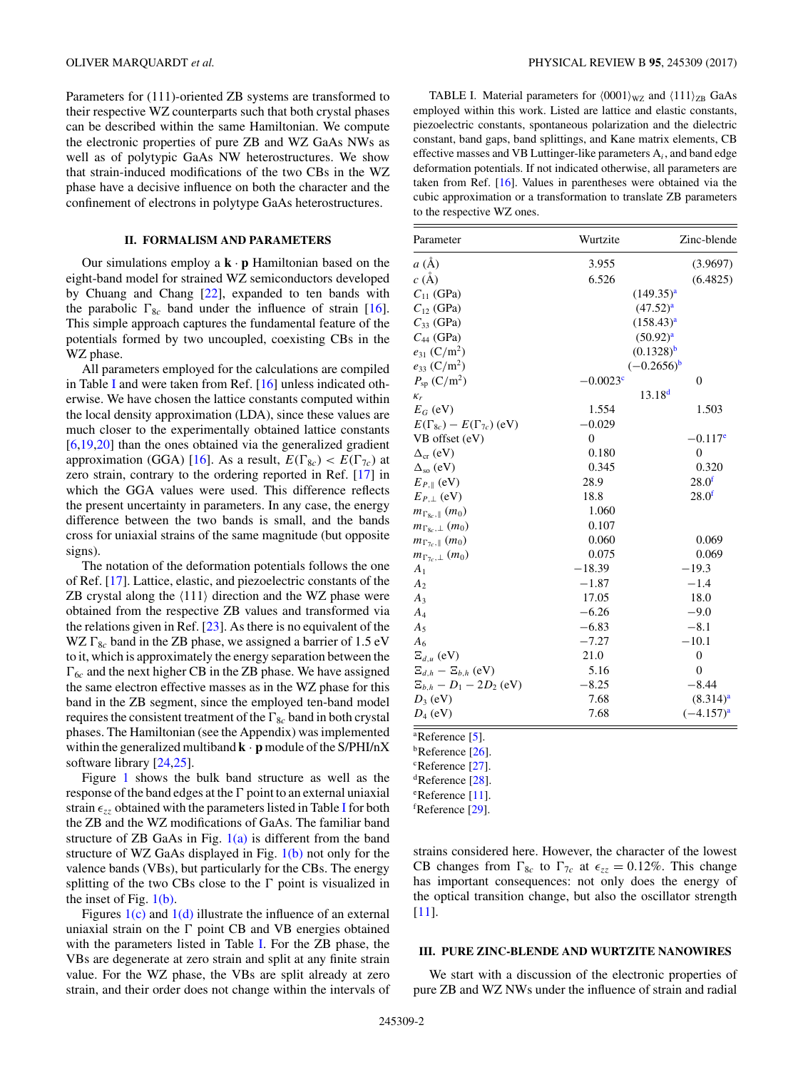Parameters for (111)-oriented ZB systems are transformed to their respective WZ counterparts such that both crystal phases can be described within the same Hamiltonian. We compute the electronic properties of pure ZB and WZ GaAs NWs as well as of polytypic GaAs NW heterostructures. We show that strain-induced modifications of the two CBs in the WZ phase have a decisive influence on both the character and the confinement of electrons in polytype GaAs heterostructures.

## II. FORMALISM AND PARAMETERS

Our simulations employ a $\mathbf{k}\cdot\mathbf{p}$ Hamiltonian based on the eight-band model for strained WZ semiconductors developed by Chuang and Chang [22], expanded to ten bands with the parabolic $\Gamma_{8c}$ band under the influence of strain [16]. This simple approach captures the fundamental feature of the potentials formed by two uncoupled, coexisting CBs in the WZ phase.

All parameters employed for the calculations are compiled in Table I and were taken from Ref. [16] unless indicated otherwise. We have chosen the lattice constants computed within the local density approximation (LDA), since these values are much closer to the experimentally obtained lattice constants [6,19,20] than the ones obtained via the generalized gradient approximation (GGA) [16]. As a result, $E(\Gamma_{8c}) < E(\Gamma_{7c})$ at zero strain, contrary to the ordering reported in Ref. [17] in which the GGA values were used. This difference reflects the present uncertainty in parameters. In any case, the energy difference between the two bands is small, and the bands cross for uniaxial strains of the same magnitude (but opposite signs).

The notation of the deformation potentials follows the one of Ref. [17]. Lattice, elastic, and piezoelectric constants of the ZB crystal along the $\langle 111\rangle$ direction and the WZ phase were obtained from the respective ZB values and transformed via the relations given in Ref. [23]. As there is no equivalent of the WZ $\Gamma_{8c}$ band in the ZB phase, we assigned a barrier of 1.5 eV to it, which is approximately the energy separation between the $\Gamma_{6c}$ and the next higher CB in the ZB phase. We have assigned the same electron effective masses as in the WZ phase for this band in the ZB segment, since the employed ten-band model requires the consistent treatment of the $\Gamma_{8c}$ band in both crystal phases. The Hamiltonian (see the Appendix) was implemented within the generalized multiband $\mathbf{k}\cdot\mathbf{p}$ module of the S/PHI/nX software library [24,25].

Figure 1 shows the bulk band structure as well as the response of the band edges at the $\Gamma$ point to an external uniaxial strain $\epsilon_{zz}$ obtained with the parameters listed in Table I for both the ZB and the WZ modifications of GaAs. The familiar band structure of ZB GaAs in Fig. 1(a) is different from the band structure of WZ GaAs displayed in Fig. 1(b) not only for the valence bands (VBs), but particularly for the CBs. The energy splitting of the two CBs close to the $\Gamma$ point is visualized in the inset of Fig. 1(b).

Figures 1(c) and 1(d) illustrate the influence of an external uniaxial strain on the $\Gamma$ point CB and VB energies obtained with the parameters listed in Table I. For the ZB phase, the VBs are degenerate at zero strain and split at any finite strain value. For the WZ phase, the VBs are split already at zero strain, and their order does not change within the intervals of strains considered here. However, the character of the lowest CB changes from $\Gamma_{8c}$ to $\Gamma_{7c}$ at $\epsilon_{zz} = 0.12\%$. This change has important consequences: not only does the energy of the optical transition change, but also the oscillator strength [11].

TABLE I. Material parameters for $\langle 0001\rangle_{\rm WZ}$ and $\langle 111\rangle_{\rm ZB}$ GaAs employed within this work. Listed are lattice and elastic constants, piezoelectric constants, spontaneous polarization and the dielectric constant, band gaps, band splittings, and Kane matrix elements, CB effective masses and VB Luttinger-like parameters $A_i$, and band edge deformation potentials. If not indicated otherwise, all parameters are taken from Ref. [16]. Values in parentheses were obtained via the cubic approximation or a transformation to translate ZB parameters to the respective WZ ones.

| Parameter | Wurtzite | Zinc-blende |
|---|---|---|
| $a$ (Å) | 3.955 | (3.9697) |
| $c$ (Å) | 6.526 | (6.4825) |
| $C_{11}$ (GPa) | (149.35)[a] | |
| $C_{12}$ (GPa) | (47.52)[a] | |
| $C_{33}$ (GPa) | (158.43)[a] | |
| $C_{44}$ (GPa) | (50.92)[a] | |
| $e_{31}$ (C/m$^2$) | (0.1328)[b] | |
| $e_{33}$ (C/m$^2$) | (−0.2656)[b] | |
| $P_{\rm sp}$ (C/m$^2$) | −0.0023[c] | 0 |
| $\kappa_r$ | 13.18[d] | |
| $E_G$ (eV) | 1.554 | 1.503 |
| $E(\Gamma_{8c}) - E(\Gamma_{7c})$ (eV) | −0.029 | |
| VB offset (eV) | 0 | −0.117[e] |
| $\Delta_{\rm cr}$ (eV) | 0.180 | 0 |
| $\Delta_{\rm so}$ (eV) | 0.345 | 0.320 |
| $E_{P,\parallel}$ (eV) | 28.9 | 28.0[f] |
| $E_{P,\perp}$ (eV) | 18.8 | 28.0[f] |
| $m_{\Gamma_{8c},\parallel}$ ($m_0$) | 1.060 | |
| $m_{\Gamma_{8c},\perp}$ ($m_0$) | 0.107 | |
| $m_{\Gamma_{7c},\parallel}$ ($m_0$) | 0.060 | 0.069 |
| $m_{\Gamma_{7c},\perp}$ ($m_0$) | 0.075 | 0.069 |
| $A_1$ | −18.39 | −19.3 |
| $A_2$ | −1.87 | −1.4 |
| $A_3$ | 17.05 | 18.0 |
| $A_4$ | −6.26 | −9.0 |
| $A_5$ | −6.83 | −8.1 |
| $A_6$ | −7.27 | −10.1 |
| $\Xi_{d,u}$ (eV) | 21.0 | 0 |
| $\Xi_{d,h} - \Xi_{b,h}$ (eV) | 5.16 | 0 |
| $\Xi_{b,h} - D_1 - 2D_2$ (eV) | −8.25 | −8.44 |
| $D_3$ (eV) | 7.68 | (8.314)[a] |
| $D_4$ (eV) | 7.68 | (−4.157)[a] |

[a] Reference [5].
[b] Reference [26].
[c] Reference [27].
[d] Reference [28].
[e] Reference [11].
[f] Reference [29].

## III. PURE ZINC-BLENDE AND WURTZITE NANOWIRES

We start with a discussion of the electronic properties of pure ZB and WZ NWs under the influence of strain and radial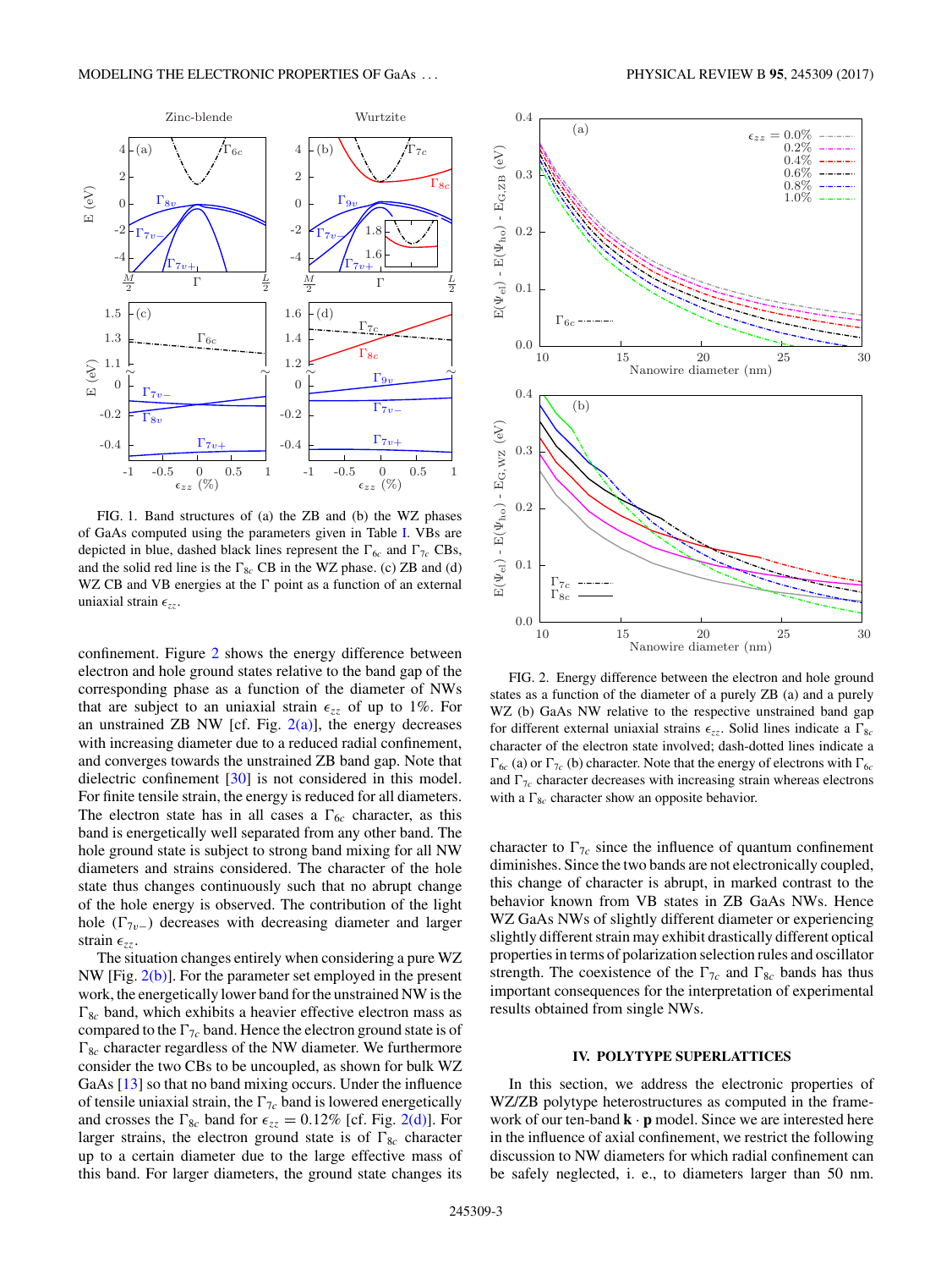FIG. 1. Band structures of (a) the ZB and (b) the WZ phases of GaAs computed using the parameters given in Table I. VBs are depicted in blue, dashed black lines represent the $\Gamma_{6c}$ and $\Gamma_{7c}$ CBs, and the solid red line is the $\Gamma_{8c}$ CB in the WZ phase. (c) ZB and (d) WZ CB and VB energies at the $\Gamma$ point as a function of an external uniaxial strain $\epsilon_{zz}$.

confinement. Figure 2 shows the energy difference between electron and hole ground states relative to the band gap of the corresponding phase as a function of the diameter of NWs that are subject to an uniaxial strain $\epsilon_{zz}$ of up to 1%. For an unstrained ZB NW [cf. Fig. 2(a)], the energy decreases with increasing diameter due to a reduced radial confinement, and converges towards the unstrained ZB band gap. Note that dielectric confinement [30] is not considered in this model. For finite tensile strain, the energy is reduced for all diameters. The electron state has in all cases a $\Gamma_{6c}$ character, as this band is energetically well separated from any other band. The hole ground state is subject to strong band mixing for all NW diameters and strains considered. The character of the hole state thus changes continuously such that no abrupt change of the hole energy is observed. The contribution of the light hole ($\Gamma_{7v-}$) decreases with decreasing diameter and larger strain $\epsilon_{zz}$.

The situation changes entirely when considering a pure WZ NW [Fig. 2(b)]. For the parameter set employed in the present work, the energetically lower band for the unstrained NW is the $\Gamma_{8c}$ band, which exhibits a heavier effective electron mass as compared to the $\Gamma_{7c}$ band. Hence the electron ground state is of $\Gamma_{8c}$ character regardless of the NW diameter. We furthermore consider the two CBs to be uncoupled, as shown for bulk WZ GaAs [13] so that no band mixing occurs. Under the influence of tensile uniaxial strain, the $\Gamma_{7c}$ band is lowered energetically and crosses the $\Gamma_{8c}$ band for $\epsilon_{zz} = 0.12\%$ [cf. Fig. 2(d)]. For larger strains, the electron ground state is of $\Gamma_{8c}$ character up to a certain diameter due to the large effective mass of this band. For larger diameters, the ground state changes its character to $\Gamma_{7c}$ since the influence of quantum confinement diminishes. Since the two bands are not electronically coupled, this change of character is abrupt, in marked contrast to the behavior known from VB states in ZB GaAs NWs. Hence WZ GaAs NWs of slightly different diameter or experiencing slightly different strain may exhibit drastically different optical properties in terms of polarization selection rules and oscillator strength. The coexistence of the $\Gamma_{7c}$ and $\Gamma_{8c}$ bands has thus important consequences for the interpretation of experimental results obtained from single NWs.

FIG. 2. Energy difference between the electron and hole ground states as a function of the diameter of a purely ZB (a) and a purely WZ (b) GaAs NW relative to the respective unstrained band gap for different external uniaxial strains $\epsilon_{zz}$. Solid lines indicate a $\Gamma_{8c}$ character of the electron state involved; dash-dotted lines indicate a $\Gamma_{6c}$ (a) or $\Gamma_{7c}$ (b) character. Note that the energy of electrons with $\Gamma_{6c}$ and $\Gamma_{7c}$ character decreases with increasing strain whereas electrons with a $\Gamma_{8c}$ character show an opposite behavior.

## IV. POLYTYPE SUPERLATTICES

In this section, we address the electronic properties of WZ/ZB polytype heterostructures as computed in the framework of our ten-band $\mathbf{k} \cdot \mathbf{p}$ model. Since we are interested here in the influence of axial confinement, we restrict the following discussion to NW diameters for which radial confinement can be safely neglected, i. e., to diameters larger than 50 nm.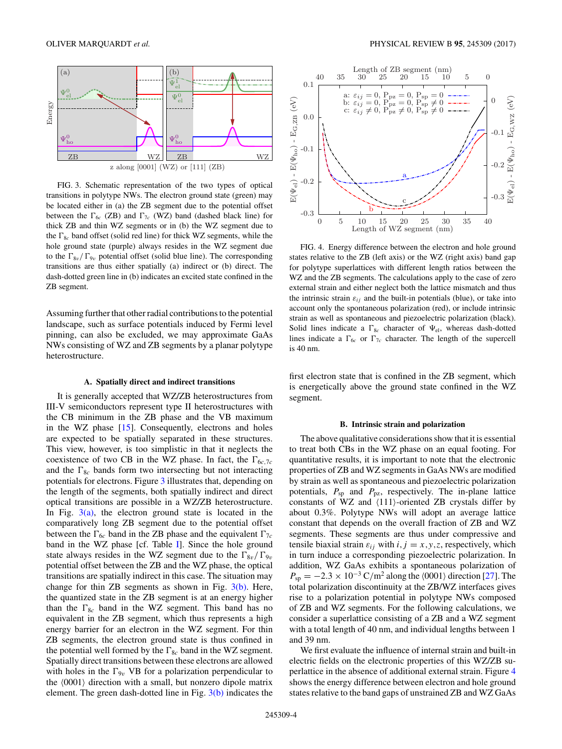FIG. 3. Schematic representation of the two types of optical transitions in polytype NWs. The electron ground state (green) may be located either in (a) the ZB segment due to the potential offset between the $\Gamma_{6c}$ (ZB) and $\Gamma_{7c}$ (WZ) band (dashed black line) for thick ZB and thin WZ segments or in (b) the WZ segment due to the $\Gamma_{8c}$ band offset (solid red line) for thick WZ segments, while the hole ground state (purple) always resides in the WZ segment due to the $\Gamma_{8v}/\Gamma_{9v}$ potential offset (solid blue line). The corresponding transitions are thus either spatially (a) indirect or (b) direct. The dash-dotted green line in (b) indicates an excited state confined in the ZB segment.

Assuming further that other radial contributions to the potential landscape, such as surface potentials induced by Fermi level pinning, can also be excluded, we may approximate GaAs NWs consisting of WZ and ZB segments by a planar polytype heterostructure.

### A. Spatially direct and indirect transitions

It is generally accepted that WZ/ZB heterostructures from III-V semiconductors represent type II heterostructures with the CB minimum in the ZB phase and the VB maximum in the WZ phase [15]. Consequently, electrons and holes are expected to be spatially separated in these structures. This view, however, is too simplistic in that it neglects the coexistence of two CB in the WZ phase. In fact, the $\Gamma_{6c,7c}$ and the $\Gamma_{8c}$ bands form two intersecting but not interacting potentials for electrons. Figure 3 illustrates that, depending on the length of the segments, both spatially indirect and direct optical transitions are possible in a WZ/ZB heterostructure. In Fig. 3(a), the electron ground state is located in the comparatively long ZB segment due to the potential offset between the $\Gamma_{6c}$ band in the ZB phase and the equivalent $\Gamma_{7c}$ band in the WZ phase [cf. Table I]. Since the hole ground state always resides in the WZ segment due to the $\Gamma_{8v}/\Gamma_{9v}$ potential offset between the ZB and the WZ phase, the optical transitions are spatially indirect in this case. The situation may change for thin ZB segments as shown in Fig. 3(b). Here, the quantized state in the ZB segment is at an energy higher than the $\Gamma_{8c}$ band in the WZ segment. This band has no equivalent in the ZB segment, which thus represents a high energy barrier for an electron in the WZ segment. For thin ZB segments, the electron ground state is thus confined in the potential well formed by the $\Gamma_{8c}$ band in the WZ segment. Spatially direct transitions between these electrons are allowed with holes in the $\Gamma_{9v}$ VB for a polarization perpendicular to the $\langle 0001\rangle$ direction with a small, but nonzero dipole matrix element. The green dash-dotted line in Fig. 3(b) indicates the first electron state that is confined in the ZB segment, which is energetically above the ground state confined in the WZ segment.

FIG. 4. Energy difference between the electron and hole ground states relative to the ZB (left axis) or the WZ (right axis) band gap for polytype superlattices with different length ratios between the WZ and the ZB segments. The calculations apply to the case of zero external strain and either neglect both the lattice mismatch and thus the intrinsic strain $\varepsilon_{ij}$ and the built-in potentials (blue), or take into account only the spontaneous polarization (red), or include intrinsic strain as well as spontaneous and piezoelectric polarization (black). Solid lines indicate a $\Gamma_{8c}$ character of $\Psi_{\rm el}$, whereas dash-dotted lines indicate a $\Gamma_{6c}$ or $\Gamma_{7c}$ character. The length of the supercell is 40 nm.

### B. Intrinsic strain and polarization

The above qualitative considerations show that it is essential to treat both CBs in the WZ phase on an equal footing. For quantitative results, it is important to note that the electronic properties of ZB and WZ segments in GaAs NWs are modified by strain as well as spontaneous and piezoelectric polarization potentials, $P_{\rm sp}$ and $P_{\rm pz}$, respectively. The in-plane lattice constants of WZ and $\langle 111\rangle$-oriented ZB crystals differ by about 0.3%. Polytype NWs will adopt an average lattice constant that depends on the overall fraction of ZB and WZ segments. These segments are thus under compressive and tensile biaxial strain $\varepsilon_{ij}$ with $i,j = x,y,z$, respectively, which in turn induce a corresponding piezoelectric polarization. In addition, WZ GaAs exhibits a spontaneous polarization of $P_{\rm sp} = -2.3\times 10^{-3}$ C/m$^2$ along the $\langle 0001\rangle$ direction [27]. The total polarization discontinuity at the ZB/WZ interfaces gives rise to a polarization potential in polytype NWs composed of ZB and WZ segments. For the following calculations, we consider a superlattice consisting of a ZB and a WZ segment with a total length of 40 nm, and individual lengths between 1 and 39 nm.

We first evaluate the influence of internal strain and built-in electric fields on the electronic properties of this WZ/ZB superlattice in the absence of additional external strain. Figure 4 shows the energy difference between electron and hole ground states relative to the band gaps of unstrained ZB and WZ GaAs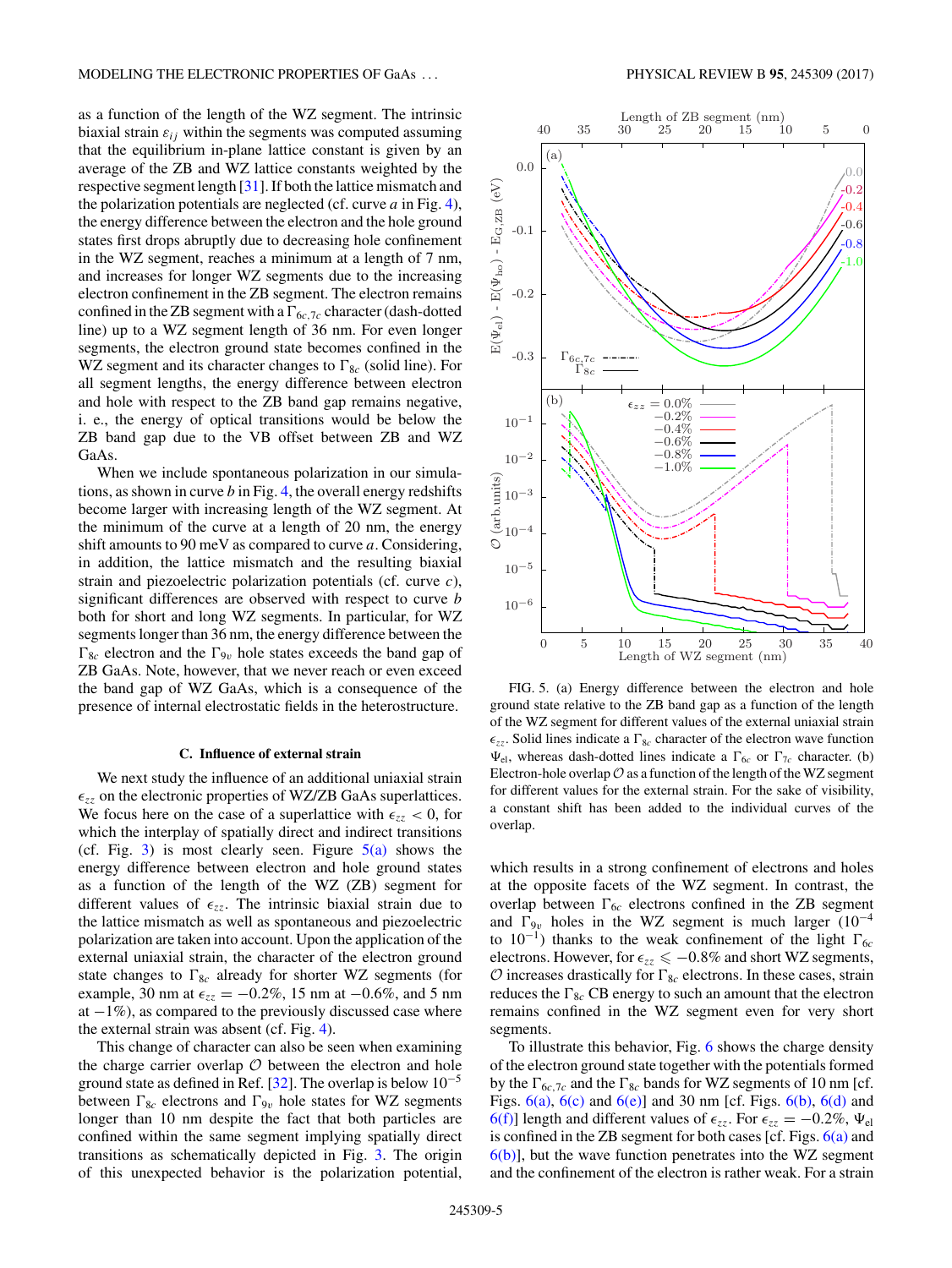as a function of the length of the WZ segment. The intrinsic biaxial strain $\varepsilon_{ij}$ within the segments was computed assuming that the equilibrium in-plane lattice constant is given by an average of the ZB and WZ lattice constants weighted by the respective segment length [31]. If both the lattice mismatch and the polarization potentials are neglected (cf. curve *a* in Fig. 4), the energy difference between the electron and the hole ground states first drops abruptly due to decreasing hole confinement in the WZ segment, reaches a minimum at a length of 7 nm, and increases for longer WZ segments due to the increasing electron confinement in the ZB segment. The electron remains confined in the ZB segment with a $\Gamma_{6c,7c}$ character (dash-dotted line) up to a WZ segment length of 36 nm. For even longer segments, the electron ground state becomes confined in the WZ segment and its character changes to $\Gamma_{8c}$ (solid line). For all segment lengths, the energy difference between electron and hole with respect to the ZB band gap remains negative, i. e., the energy of optical transitions would be below the ZB band gap due to the VB offset between ZB and WZ GaAs.

When we include spontaneous polarization in our simulations, as shown in curve *b* in Fig. 4, the overall energy redshifts become larger with increasing length of the WZ segment. At the minimum of the curve at a length of 20 nm, the energy shift amounts to 90 meV as compared to curve *a*. Considering, in addition, the lattice mismatch and the resulting biaxial strain and piezoelectric polarization potentials (cf. curve *c*), significant differences are observed with respect to curve *b* both for short and long WZ segments. In particular, for WZ segments longer than 36 nm, the energy difference between the $\Gamma_{8c}$ electron and the $\Gamma_{9v}$ hole states exceeds the band gap of ZB GaAs. Note, however, that we never reach or even exceed the band gap of WZ GaAs, which is a consequence of the presence of internal electrostatic fields in the heterostructure.

### C. Influence of external strain

We next study the influence of an additional uniaxial strain $\epsilon_{zz}$ on the electronic properties of WZ/ZB GaAs superlattices. We focus here on the case of a superlattice with $\epsilon_{zz} < 0$, for which the interplay of spatially direct and indirect transitions (cf. Fig. 3) is most clearly seen. Figure 5(a) shows the energy difference between electron and hole ground states as a function of the length of the WZ (ZB) segment for different values of $\epsilon_{zz}$. The intrinsic biaxial strain due to the lattice mismatch as well as spontaneous and piezoelectric polarization are taken into account. Upon the application of the external uniaxial strain, the character of the electron ground state changes to $\Gamma_{8c}$ already for shorter WZ segments (for example, 30 nm at $\epsilon_{zz} = -0.2\%$, 15 nm at $-0.6\%$, and 5 nm at $-1\%$), as compared to the previously discussed case where the external strain was absent (cf. Fig. 4).

This change of character can also be seen when examining the charge carrier overlap $\mathcal{O}$ between the electron and hole ground state as defined in Ref. [32]. The overlap is below $10^{-5}$ between $\Gamma_{8c}$ electrons and $\Gamma_{9v}$ hole states for WZ segments longer than 10 nm despite the fact that both particles are confined within the same segment implying spatially direct transitions as schematically depicted in Fig. 3. The origin of this unexpected behavior is the polarization potential, which results in a strong confinement of electrons and holes at the opposite facets of the WZ segment. In contrast, the overlap between $\Gamma_{6c}$ electrons confined in the ZB segment and $\Gamma_{9v}$ holes in the WZ segment is much larger ($10^{-4}$ to $10^{-1}$) thanks to the weak confinement of the light $\Gamma_{6c}$ electrons. However, for $\epsilon_{zz} \leqslant -0.8\%$ and short WZ segments, $\mathcal{O}$ increases drastically for $\Gamma_{8c}$ electrons. In these cases, strain reduces the $\Gamma_{8c}$ CB energy to such an amount that the electron remains confined in the WZ segment even for very short segments.

FIG. 5. (a) Energy difference between the electron and hole ground states relative to the ZB band gap as a function of the length of the WZ segment for different values of the external uniaxial strain $\epsilon_{zz}$. Solid lines indicate a $\Gamma_{8c}$ character of the electron wave function $\Psi_{\text{el}}$, whereas dash-dotted lines indicate a $\Gamma_{6c}$ or $\Gamma_{7c}$ character. (b) Electron-hole overlap $\mathcal{O}$ as a function of the length of the WZ segment for different values for the external strain. For the sake of visibility, a constant shift has been added to the individual curves of the overlap.

To illustrate this behavior, Fig. 6 shows the charge density of the electron ground state together with the potentials formed by the $\Gamma_{6c,7c}$ and the $\Gamma_{8c}$ bands for WZ segments of 10 nm [cf. Figs. 6(a), 6(c) and 6(e)] and 30 nm [cf. Figs. 6(b), 6(d) and 6(f)] length and different values of $\epsilon_{zz}$. For $\epsilon_{zz} = -0.2\%$, $\Psi_{\text{el}}$ is confined in the ZB segment for both cases [cf. Figs. 6(a) and 6(b)], but the wave function penetrates into the WZ segment and the confinement of the electron is rather weak. For a strain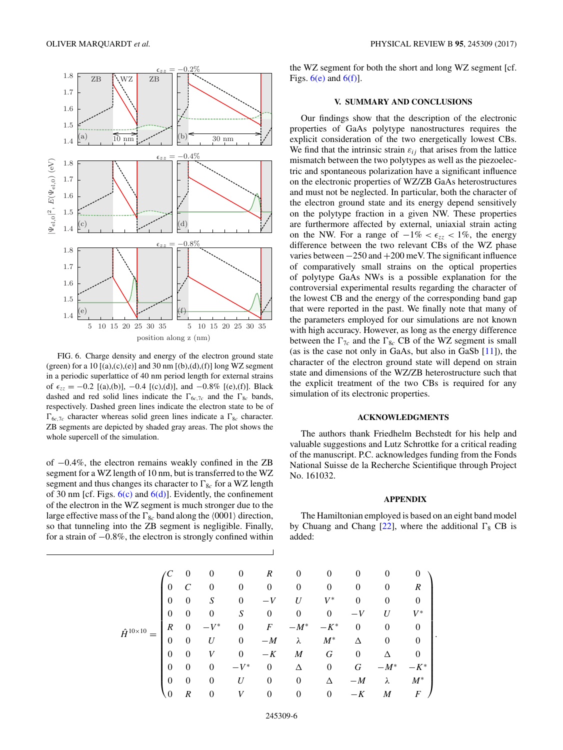FIG. 6. Charge density and energy of the electron ground state (green) for a 10 [(a),(c),(e)] and 30 nm [(b),(d),(f)] long WZ segment in a periodic superlattice of 40 nm period length for external strains of $\epsilon_{zz} = -0.2$ [(a),(b)], $-0.4$ [(c),(d)], and $-0.8\%$ [(e),(f)]. Black dashed and red solid lines indicate the $\Gamma_{6c,7c}$ and the $\Gamma_{8c}$ bands, respectively. Dashed green lines indicate the electron state to be of $\Gamma_{6c,7c}$ character whereas solid green lines indicate a $\Gamma_{8c}$ character. ZB segments are depicted by shaded gray areas. The plot shows the whole supercell of the simulation.

of $-0.4\%$, the electron remains weakly confined in the ZB segment for a WZ length of 10 nm, but is transferred to the WZ segment and thus changes its character to $\Gamma_{8c}$ for a WZ length of 30 nm [cf. Figs. 6(c) and 6(d)]. Evidently, the confinement of the electron in the WZ segment is much stronger due to the large effective mass of the $\Gamma_{8c}$ band along the $\langle 0001 \rangle$ direction, so that tunneling into the ZB segment is negligible. Finally, for a strain of $-0.8\%$, the electron is strongly confined within the WZ segment for both the short and long WZ segment [cf. Figs. 6(e) and 6(f)].

## V. SUMMARY AND CONCLUSIONS

Our findings show that the description of the electronic properties of GaAs polytype nanostructures requires the explicit consideration of the two energetically lowest CBs. We find that the intrinsic strain $\varepsilon_{ij}$ that arises from the lattice mismatch between the two polytypes as well as the piezoelectric and spontaneous polarization have a significant influence on the electronic properties of WZ/ZB GaAs heterostructures and must not be neglected. In particular, both the character of the electron ground state and its energy depend sensitively on the polytype fraction in a given NW. These properties are furthermore affected by external, uniaxial strain acting on the NW. For a range of $-1\% < \epsilon_{zz} < 1\%$, the energy difference between the two relevant CBs of the WZ phase varies between $-250$ and $+200$ meV. The significant influence of comparatively small strains on the optical properties of polytype GaAs NWs is a possible explanation for the controversial experimental results regarding the character of the lowest CB and the energy of the corresponding band gap that were reported in the past. We finally note that many of the parameters employed for our simulations are not known with high accuracy. However, as long as the energy difference between the $\Gamma_{7c}$ and the $\Gamma_{8c}$ CB of the WZ segment is small (as is the case not only in GaAs, but also in GaSb [11]), the character of the electron ground state will depend on strain state and dimensions of the WZ/ZB heterostructure such that the explicit treatment of the two CBs is required for any simulation of its electronic properties.

## ACKNOWLEDGMENTS

The authors thank Friedhelm Bechstedt for his help and valuable suggestions and Lutz Schrottke for a critical reading of the manuscript. P.C. acknowledges funding from the Fonds National Suisse de la Recherche Scientifique through Project No. 161032.

## APPENDIX

The Hamiltonian employed is based on an eight band model by Chuang and Chang [22], where the additional $\Gamma_8$ CB is added:

$$
\hat{H}^{10\times10} = \begin{pmatrix}
C & 0 & 0 & 0 & R & 0 & 0 & 0 & 0 & 0 \\
0 & C & 0 & 0 & 0 & 0 & 0 & 0 & 0 & R \\
0 & 0 & S & 0 & -V & U & V^* & 0 & 0 & 0 \\
0 & 0 & 0 & S & 0 & 0 & 0 & -V & U & V^* \\
R & 0 & -V^* & 0 & F & -M^* & -K^* & 0 & 0 & 0 \\
0 & 0 & U & 0 & -M & \lambda & M^* & \Delta & 0 & 0 \\
0 & 0 & V & 0 & -K & M & G & 0 & \Delta & 0 \\
0 & 0 & 0 & -V^* & 0 & \Delta & 0 & G & -M^* & -K^* \\
0 & 0 & 0 & U & 0 & 0 & \Delta & -M & \lambda & M^* \\
0 & R & 0 & V & 0 & 0 & 0 & -K & M & F
\end{pmatrix}.
$$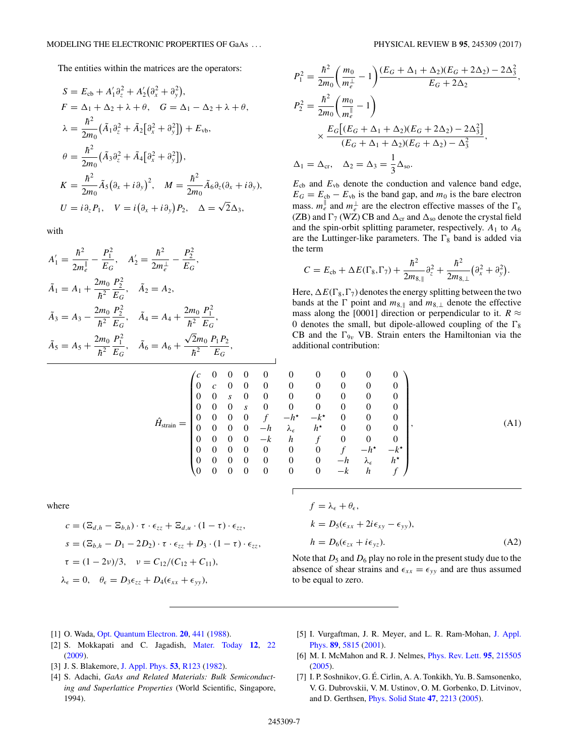The entities within the matrices are the operators:

$$
\begin{aligned}
S &= E_{\text{cb}} + A_1' \partial_z^2 + A_2' \left(\partial_x^2 + \partial_y^2\right),\\
F &= \Delta_1 + \Delta_2 + \lambda + \theta, \quad G = \Delta_1 - \Delta_2 + \lambda + \theta,\\
\lambda &= \frac{\hbar^2}{2m_0}\left(\tilde{A}_1 \partial_z^2 + \tilde{A}_2\left[\partial_x^2 + \partial_y^2\right]\right) + E_{\text{vb}},\\
\theta &= \frac{\hbar^2}{2m_0}\left(\tilde{A}_3 \partial_z^2 + \tilde{A}_4\left[\partial_x^2 + \partial_y^2\right]\right),\\
K &= \frac{\hbar^2}{2m_0}\tilde{A}_5\left(\partial_x + i\partial_y\right)^2, \quad M = \frac{\hbar^2}{2m_0}\tilde{A}_6 \partial_z\left(\partial_x + i\partial_y\right),\\
U &= i\partial_z P_1, \quad V = i\left(\partial_x + i\partial_y\right)P_2, \quad \Delta = \sqrt{2}\Delta_3,
\end{aligned}
$$

with

$$
\begin{aligned}
A_1' &= \frac{\hbar^2}{2m_e^{\parallel}} - \frac{P_1^2}{E_G}, \quad A_2' = \frac{\hbar^2}{2m_e^{\perp}} - \frac{P_2^2}{E_G},\\
\tilde{A}_1 &= A_1 + \frac{2m_0}{\hbar^2}\frac{P_2^2}{E_G}, \quad \tilde{A}_2 = A_2,\\
\tilde{A}_3 &= A_3 - \frac{2m_0}{\hbar^2}\frac{P_2^2}{E_G}, \quad \tilde{A}_4 = A_4 + \frac{2m_0}{\hbar^2}\frac{P_1^2}{E_G},\\
\tilde{A}_5 &= A_5 + \frac{2m_0}{\hbar^2}\frac{P_1^2}{E_G}, \quad \tilde{A}_6 = A_6 + \frac{\sqrt{2}m_0}{\hbar^2}\frac{P_1 P_2}{E_G},
\end{aligned}
$$

$$
\begin{aligned}
P_1^2 &= \frac{\hbar^2}{2m_0}\left(\frac{m_0}{m_e^{\perp}} - 1\right)\frac{(E_G + \Delta_1 + \Delta_2)(E_G + 2\Delta_2) - 2\Delta_3^2}{E_G + 2\Delta_2},\\
P_2^2 &= \frac{\hbar^2}{2m_0}\left(\frac{m_0}{m_e^{\parallel}} - 1\right)\\
&\quad \times \frac{E_G\left[(E_G + \Delta_1 + \Delta_2)(E_G + 2\Delta_2) - 2\Delta_3^2\right]}{(E_G + \Delta_1 + \Delta_2)(E_G + \Delta_2) - \Delta_3^2},\\
\Delta_1 &= \Delta_{\text{cr}}, \quad \Delta_2 = \Delta_3 = \frac{1}{3}\Delta_{\text{so}}.
\end{aligned}
$$

$E_{\text{cb}}$ and $E_{\text{vb}}$ denote the conduction and valence band edge, $E_G = E_{\text{cb}} - E_{\text{vb}}$ is the band gap, and $m_0$ is the bare electron mass. $m_e^{\parallel}$ and $m_e^{\perp}$ are the electron effective masses of the $\Gamma_6$ (ZB) and $\Gamma_7$ (WZ) CB and $\Delta_{\text{cr}}$ and $\Delta_{\text{so}}$ denote the crystal field and the spin-orbit splitting parameter, respectively. $A_1$ to $A_6$ are the Luttinger-like parameters. The $\Gamma_8$ band is added via the term

$$
C = E_{\text{cb}} + \Delta E(\Gamma_8, \Gamma_7) + \frac{\hbar^2}{2m_{8,\parallel}}\partial_z^2 + \frac{\hbar^2}{2m_{8,\perp}}\left(\partial_x^2 + \partial_y^2\right).
$$

Here, $\Delta E(\Gamma_8, \Gamma_7)$ denotes the energy splitting between the two bands at the $\Gamma$ point and $m_{8,\parallel}$ and $m_{8,\perp}$ denote the effective mass along the [0001] direction or perpendicular to it. $R \approx 0$ denotes the small, but dipole-allowed coupling of the $\Gamma_8$ CB and the $\Gamma_{9v}$ VB. Strain enters the Hamiltonian via the additional contribution:

$$
\hat{H}_{\text{strain}} = \begin{pmatrix}
c & 0 & 0 & 0 & 0 & 0 & 0 & 0 & 0 & 0\\
0 & c & 0 & 0 & 0 & 0 & 0 & 0 & 0 & 0\\
0 & 0 & s & 0 & 0 & 0 & 0 & 0 & 0 & 0\\
0 & 0 & 0 & s & 0 & 0 & 0 & 0 & 0 & 0\\
0 & 0 & 0 & 0 & f & -h^{\star} & -k^{\star} & 0 & 0 & 0\\
0 & 0 & 0 & 0 & -h & \lambda_{\epsilon} & h^{\star} & 0 & 0 & 0\\
0 & 0 & 0 & 0 & -k & h & f & 0 & 0 & 0\\
0 & 0 & 0 & 0 & 0 & 0 & 0 & f & -h^{\star} & -k^{\star}\\
0 & 0 & 0 & 0 & 0 & 0 & 0 & -h & \lambda_{\epsilon} & h^{\star}\\
0 & 0 & 0 & 0 & 0 & 0 & 0 & -k & h & f
\end{pmatrix}, \tag{A1}
$$

where

$$
\begin{aligned}
c &= (\Xi_{d,h} - \Xi_{b,h}) \cdot \tau \cdot \epsilon_{zz} + \Xi_{d,u} \cdot (1 - \tau) \cdot \epsilon_{zz},\\
s &= (\Xi_{b,h} - D_1 - 2D_2) \cdot \tau \cdot \epsilon_{zz} + D_3 \cdot (1 - \tau) \cdot \epsilon_{zz},\\
\tau &= (1 - 2\nu)/3, \quad \nu = C_{12}/(C_{12} + C_{11}),\\
\lambda_{\epsilon} &= 0, \quad \theta_{\epsilon} = D_3 \epsilon_{zz} + D_4(\epsilon_{xx} + \epsilon_{yy}),
\end{aligned}
$$

$$
\begin{aligned}
f &= \lambda_{\epsilon} + \theta_{\epsilon},\\
k &= D_5(\epsilon_{xx} + 2i\epsilon_{xy} - \epsilon_{yy}),\\
h &= D_6(\epsilon_{zx} + i\epsilon_{yz}).
\end{aligned} \tag{A2}
$$

Note that $D_5$ and $D_6$ play no role in the present study due to the absence of shear strains and $\epsilon_{xx} = \epsilon_{yy}$ and are thus assumed to be equal to zero.

---

[1] O. Wada, Opt. Quantum Electron. **20**, 441 (1988).

[2] S. Mokkapati and C. Jagadish, Mater. Today **12**, 22 (2009).

[3] J. S. Blakemore, J. Appl. Phys. **53**, R123 (1982).

[4] S. Adachi, *GaAs and Related Materials: Bulk Semiconducting and Superlattice Properties* (World Scientific, Singapore, 1994).

[5] I. Vurgaftman, J. R. Meyer, and L. R. Ram-Mohan, J. Appl. Phys. **89**, 5815 (2001).

[6] M. I. McMahon and R. J. Nelmes, Phys. Rev. Lett. **95**, 215505 (2005).

[7] I. P. Soshnikov, G. É. Cirlin, A. A. Tonkikh, Yu. B. Samsonenko, V. G. Dubrovskii, V. M. Ustinov, O. M. Gorbenko, D. Litvinov, and D. Gerthsen, Phys. Solid State **47**, 2213 (2005).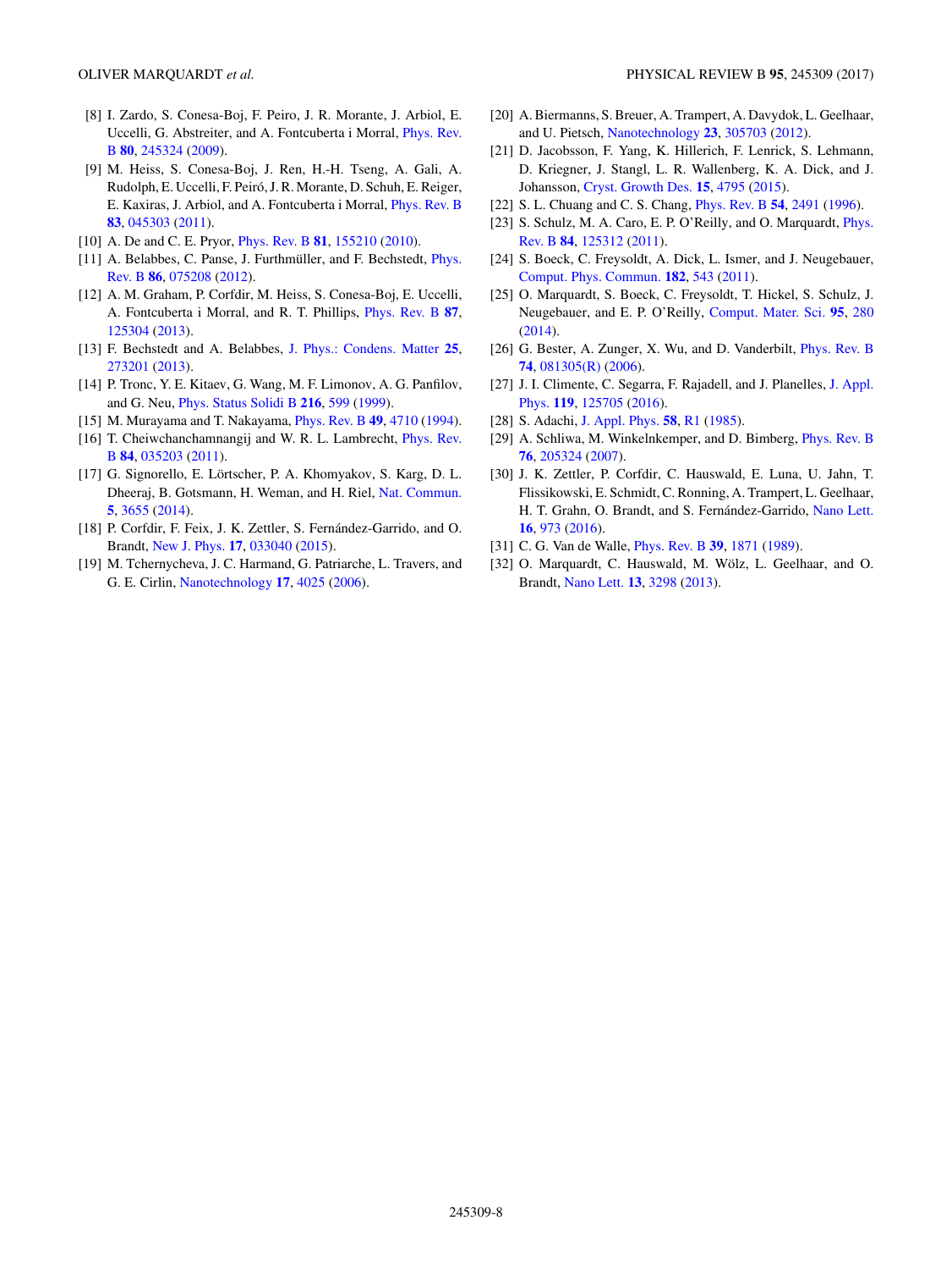[8] I. Zardo, S. Conesa-Boj, F. Peiro, J. R. Morante, J. Arbiol, E. Uccelli, G. Abstreiter, and A. Fontcuberta i Morral, Phys. Rev. B **80**, 245324 (2009).

[9] M. Heiss, S. Conesa-Boj, J. Ren, H.-H. Tseng, A. Gali, A. Rudolph, E. Uccelli, F. Peiró, J. R. Morante, D. Schuh, E. Reiger, E. Kaxiras, J. Arbiol, and A. Fontcuberta i Morral, Phys. Rev. B **83**, 045303 (2011).

[10] A. De and C. E. Pryor, Phys. Rev. B **81**, 155210 (2010).

[11] A. Belabbes, C. Panse, J. Furthmüller, and F. Bechstedt, Phys. Rev. B **86**, 075208 (2012).

[12] A. M. Graham, P. Corfdir, M. Heiss, S. Conesa-Boj, E. Uccelli, A. Fontcuberta i Morral, and R. T. Phillips, Phys. Rev. B **87**, 125304 (2013).

[13] F. Bechstedt and A. Belabbes, J. Phys.: Condens. Matter **25**, 273201 (2013).

[14] P. Tronc, Y. E. Kitaev, G. Wang, M. F. Limonov, A. G. Panfilov, and G. Neu, Phys. Status Solidi B **216**, 599 (1999).

[15] M. Murayama and T. Nakayama, Phys. Rev. B **49**, 4710 (1994).

[16] T. Cheiwchanchamnangij and W. R. L. Lambrecht, Phys. Rev. B **84**, 035203 (2011).

[17] G. Signorello, E. Lörtscher, P. A. Khomyakov, S. Karg, D. L. Dheeraj, B. Gotsmann, H. Weman, and H. Riel, Nat. Commun. **5**, 3655 (2014).

[18] P. Corfdir, F. Feix, J. K. Zettler, S. Fernández-Garrido, and O. Brandt, New J. Phys. **17**, 033040 (2015).

[19] M. Tchernycheva, J. C. Harmand, G. Patriarche, L. Travers, and G. E. Cirlin, Nanotechnology **17**, 4025 (2006).

[20] A. Biermanns, S. Breuer, A. Trampert, A. Davydok, L. Geelhaar, and U. Pietsch, Nanotechnology **23**, 305703 (2012).

[21] D. Jacobsson, F. Yang, K. Hillerich, F. Lenrick, S. Lehmann, D. Kriegner, J. Stangl, L. R. Wallenberg, K. A. Dick, and J. Johansson, Cryst. Growth Des. **15**, 4795 (2015).

[22] S. L. Chuang and C. S. Chang, Phys. Rev. B **54**, 2491 (1996).

[23] S. Schulz, M. A. Caro, E. P. O'Reilly, and O. Marquardt, Phys. Rev. B **84**, 125312 (2011).

[24] S. Boeck, C. Freysoldt, A. Dick, L. Ismer, and J. Neugebauer, Comput. Phys. Commun. **182**, 543 (2011).

[25] O. Marquardt, S. Boeck, C. Freysoldt, T. Hickel, S. Schulz, J. Neugebauer, and E. P. O'Reilly, Comput. Mater. Sci. **95**, 280 (2014).

[26] G. Bester, A. Zunger, X. Wu, and D. Vanderbilt, Phys. Rev. B **74**, 081305(R) (2006).

[27] J. I. Climente, C. Segarra, F. Rajadell, and J. Planelles, J. Appl. Phys. **119**, 125705 (2016).

[28] S. Adachi, J. Appl. Phys. **58**, R1 (1985).

[29] A. Schliwa, M. Winkelnkemper, and D. Bimberg, Phys. Rev. B **76**, 205324 (2007).

[30] J. K. Zettler, P. Corfdir, C. Hauswald, E. Luna, U. Jahn, T. Flissikowski, E. Schmidt, C. Ronning, A. Trampert, L. Geelhaar, H. T. Grahn, O. Brandt, and S. Fernández-Garrido, Nano Lett. **16**, 973 (2016).

[31] C. G. Van de Walle, Phys. Rev. B **39**, 1871 (1989).

[32] O. Marquardt, C. Hauswald, M. Wölz, L. Geelhaar, and O. Brandt, Nano Lett. **13**, 3298 (2013).